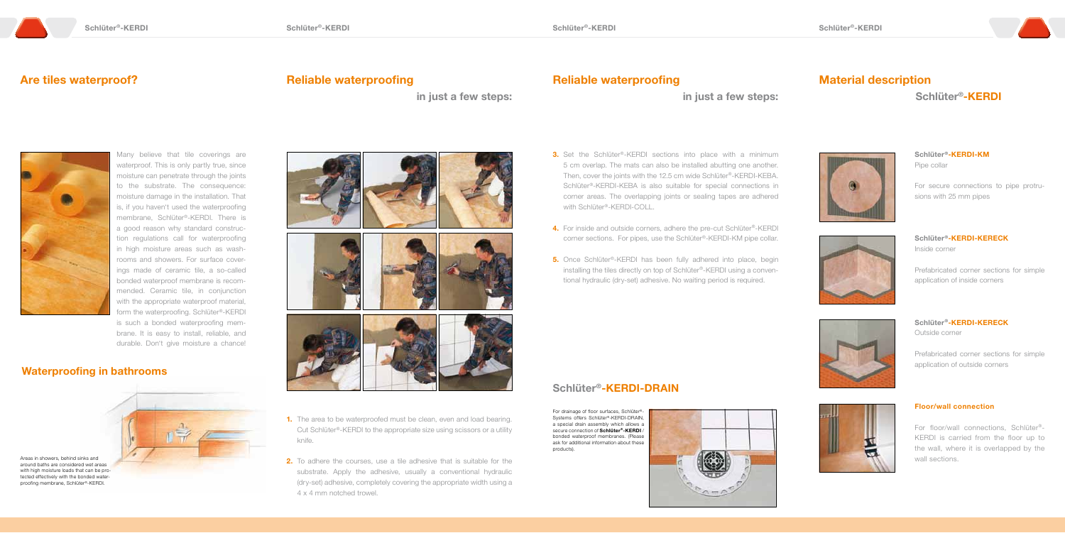## Are tiles waterproof?

Many believe that tile coverings are waterproof. This is only partly true, since moisture can penetrate through the joints to the substrate. The consequence: moisture damage in the installation. That is, if you haven't used the waterproofing membrane, Schlüter®-KERDI. There is a good reason why standard construction regulations call for waterproofing in high moisture areas such as washrooms and showers. For surface coverings made of ceramic tile, a so-called bonded waterproof membrane is recommended. Ceramic tile, in conjunction with the appropriate waterproof material, form the waterproofing. Schlüter®-KERDI is such a bonded waterproofing membrane. It is easy to install, reliable, and durable. Don't give moisture a chance!

## Waterproofing in bathrooms

Areas in showers, behind sinks and around baths are considered wet areas with high moisture loads that can be protected effectively with the bonded waterproofing membrane, Schlüter®-KERDI.

## Reliable waterproofing

**in just a few steps:**

1. The area to be waterproofed must be clean, even and load bearing. Cut Schlüter®-KERDI to the appropriate size using scissors or a utility knife.
2. To adhere the courses, use a tile adhesive that is suitable for the substrate. Apply the adhesive, usually a conventional hydraulic (dry-set) adhesive, completely covering the appropriate width using a 4 x 4 mm notched trowel.
3. Set the Schlüter®-KERDI sections into place with a minimum 5 cm overlap. The mats can also be installed abutting one another. Then, cover the joints with the 12.5 cm wide Schlüter®-KERDI-KEBA. Schlüter®-KERDI-KEBA is also suitable for special connections in corner areas. The overlapping joints or sealing tapes are adhered with Schlüter®-KERDI-COLL.
4. For inside and outside corners, adhere the pre-cut Schlüter®-KERDI corner sections. For pipes, use the Schlüter®-KERDI-KM pipe collar.
5. Once Schlüter®-KERDI has been fully adhered into place, begin installing the tiles directly on top of Schlüter®-KERDI using a conventional hydraulic (dry-set) adhesive. No waiting period is required.

## Schlüter®-KERDI-DRAIN

For drainage of floor surfaces, Schlüter®-Systems offers Schlüter®-KERDI-DRAIN, a special drain assembly which allows a secure connection of **Schlüter®-KERDI** / bonded waterproof membranes. (Please ask for additional information about these products).

## Material description

**Schlüter®-KERDI**

**Schlüter®-KERDI-KM**
Pipe collar

For secure connections to pipe protrusions with 25 mm pipes

**Schlüter®-KERDI-KERECK**
Inside corner

Prefabricated corner sections for simple application of inside corners

**Schlüter®-KERDI-KERECK**
Outside corner

Prefabricated corner sections for simple application of outside corners

**Floor/wall connection**

For floor/wall connections, Schlüter®-KERDI is carried from the floor up to the wall, where it is overlapped by the wall sections.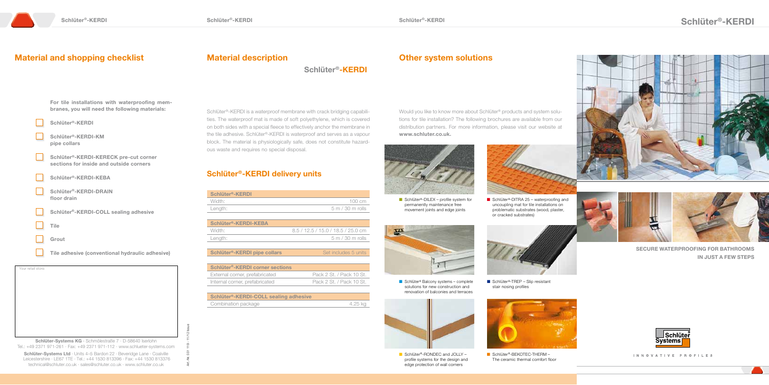## Material and shopping checklist

**For tile installations with waterproofing membranes, you will need the following materials:**

- [ ] **Schlüter®-KERDI**
- [ ] **Schlüter®-KERDI-KM pipe collars**
- [ ] **Schlüter®-KERDI-KERECK pre-cut corner sections for inside and outside corners**
- [ ] **Schlüter®-KERDI-KEBA**
- [ ] **Schlüter®-KERDI-DRAIN floor drain**
- [ ] **Schlüter®-KERDI-COLL sealing adhesive**
- [ ] **Tile**
- [ ] **Grout**
- [ ] **Tile adhesive (conventional hydraulic adhesive)**

Your retail store:

**Schlüter-Systems KG** · Schmölestraße 7 · D-58640 Iserlohn
Tel.: +49 2371 971-261 · Fax: +49 2371 971-112 · www.schlueter-systems.com

**Schlüter-Systems Ltd** · Units 4–5 Bardon 22 · Beveridge Lane · Coalville Leicestershire · LE67 1TE · Tel.: +44 1530 813396 · Fax: +44 1530 813376
technical@schluter.co.uk · sales@schluter.co.uk · www.schluter.co.uk

Art.-Nr. 551 119 · 11/12 Issue

## Material description

### Schlüter®-KERDI

Schlüter®-KERDI is a waterproof membrane with crack bridging capabilities. The waterproof mat is made of soft polyethylene, which is covered on both sides with a special fleece to effectively anchor the membrane in the tile adhesive. Schlüter®-KERDI is waterproof and serves as a vapour block. The material is physiologically safe, does not constitute hazardous waste and requires no special disposal.

## Schlüter®-KERDI delivery units

| Schlüter®-KERDI | |
|---|---|
| Width: | 100 cm |
| Length: | 5 m / 30 m rolls |

| Schlüter®-KERDI-KEBA | |
|---|---|
| Width: | 8.5 / 12.5 / 15.0 / 18.5 / 25.0 cm |
| Length: | 5 m / 30 m rolls |

| Schlüter®-KERDI pipe collars | Set includes 5 units |
|---|---|

| Schlüter®-KERDI corner sections | |
|---|---|
| External corner, prefabricated | Pack 2 St. / Pack 10 St. |
| Internal corner, prefabricated | Pack 2 St. / Pack 10 St. |

| Schlüter®-KERDI-COLL sealing adhesive | |
|---|---|
| Combination package | 4.25 kg |

## Other system solutions

Would you like to know more about Schlüter® products and system solutions for tile installation? The following brochures are available from our distribution partners. For more information, please visit our website at **www.schluter.co.uk.**

- Schlüter®-DILEX – profile system for permanently maintenance free movement joints and edge joints
- Schlüter®-DITRA 25 – waterproofing and uncoupling mat for tile installations on problematic substrates (wood, plaster, or cracked substrates)
- Schlüter® Balcony systems – complete solutions for new construction and renovation of balconies and terraces
- Schlüter®-TREP – Slip resistant stair nosing profiles
- Schlüter®-RONDEC and JOLLY – profile systems for the design and edge protection of wall corners
- Schlüter®-BEKOTEC-THERM – The ceramic thermal comfort floor

# Schlüter®-KERDI

**SECURE WATERPROOFING FOR BATHROOMS IN JUST A FEW STEPS**

Schlüter Systems

INNOVATIVE PROFILES